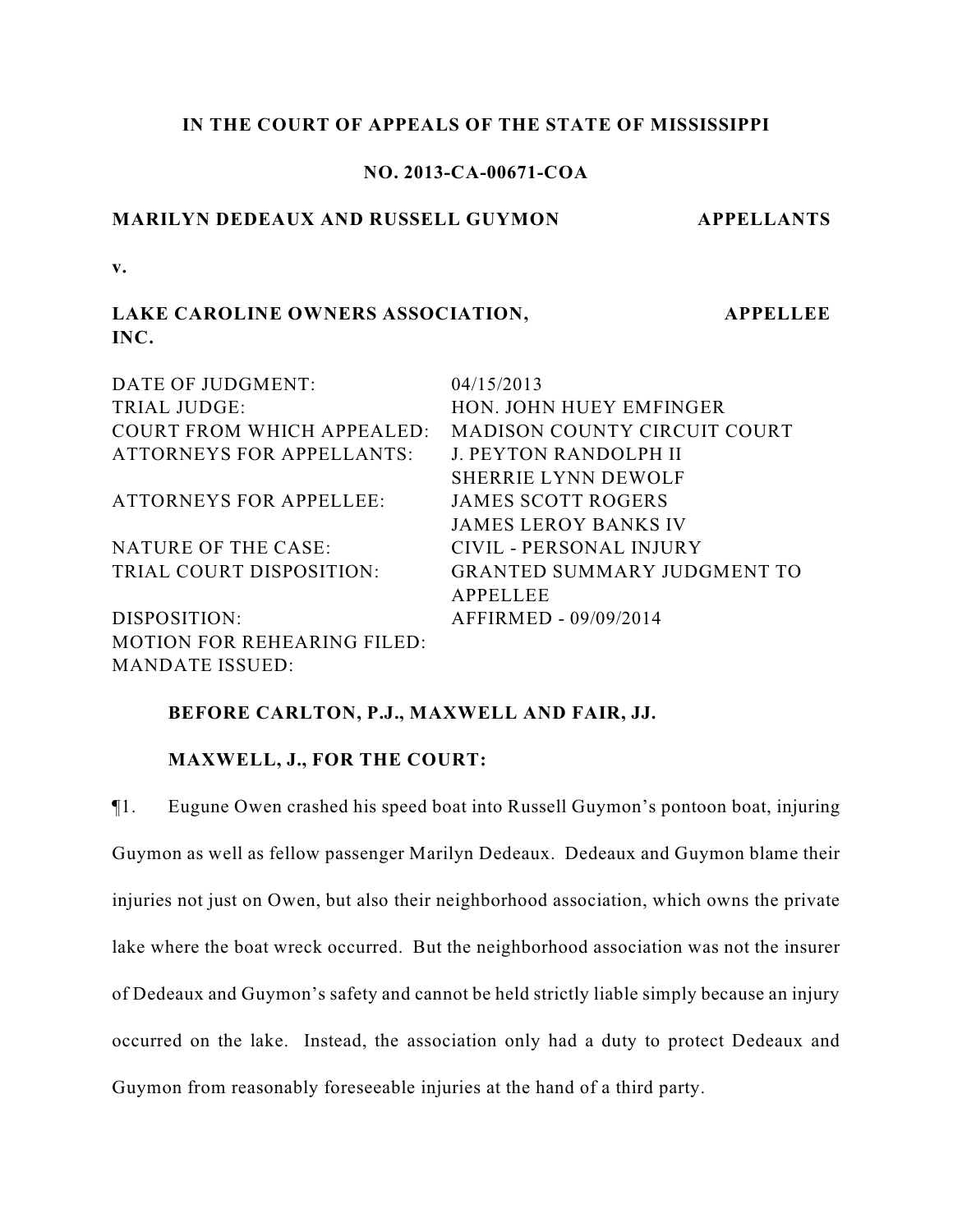**IN THE COURT OF APPEALS OF THE STATE OF MISSISSIPPI**

**NO. 2013-CA-00671-COA**

**MARILYN DEDEAUX AND RUSSELL GUYMON** **APPELLANTS**

**v.**

**LAKE CAROLINE OWNERS ASSOCIATION, INC.** **APPELLEE**

| | |
|---|---|
| DATE OF JUDGMENT: | 04/15/2013 |
| TRIAL JUDGE: | HON. JOHN HUEY EMFINGER |
| COURT FROM WHICH APPEALED: | MADISON COUNTY CIRCUIT COURT |
| ATTORNEYS FOR APPELLANTS: | J. PEYTON RANDOLPH II<br>SHERRIE LYNN DEWOLF |
| ATTORNEYS FOR APPELLEE: | JAMES SCOTT ROGERS<br>JAMES LEROY BANKS IV |
| NATURE OF THE CASE: | CIVIL - PERSONAL INJURY |
| TRIAL COURT DISPOSITION: | GRANTED SUMMARY JUDGMENT TO APPELLEE |
| DISPOSITION: | AFFIRMED - 09/09/2014 |
| MOTION FOR REHEARING FILED: | |
| MANDATE ISSUED: | |

**BEFORE CARLTON, P.J., MAXWELL AND FAIR, JJ.**

**MAXWELL, J., FOR THE COURT:**

¶1. Eugune Owen crashed his speed boat into Russell Guymon's pontoon boat, injuring Guymon as well as fellow passenger Marilyn Dedeaux. Dedeaux and Guymon blame their injuries not just on Owen, but also their neighborhood association, which owns the private lake where the boat wreck occurred. But the neighborhood association was not the insurer of Dedeaux and Guymon's safety and cannot be held strictly liable simply because an injury occurred on the lake. Instead, the association only had a duty to protect Dedeaux and Guymon from reasonably foreseeable injuries at the hand of a third party.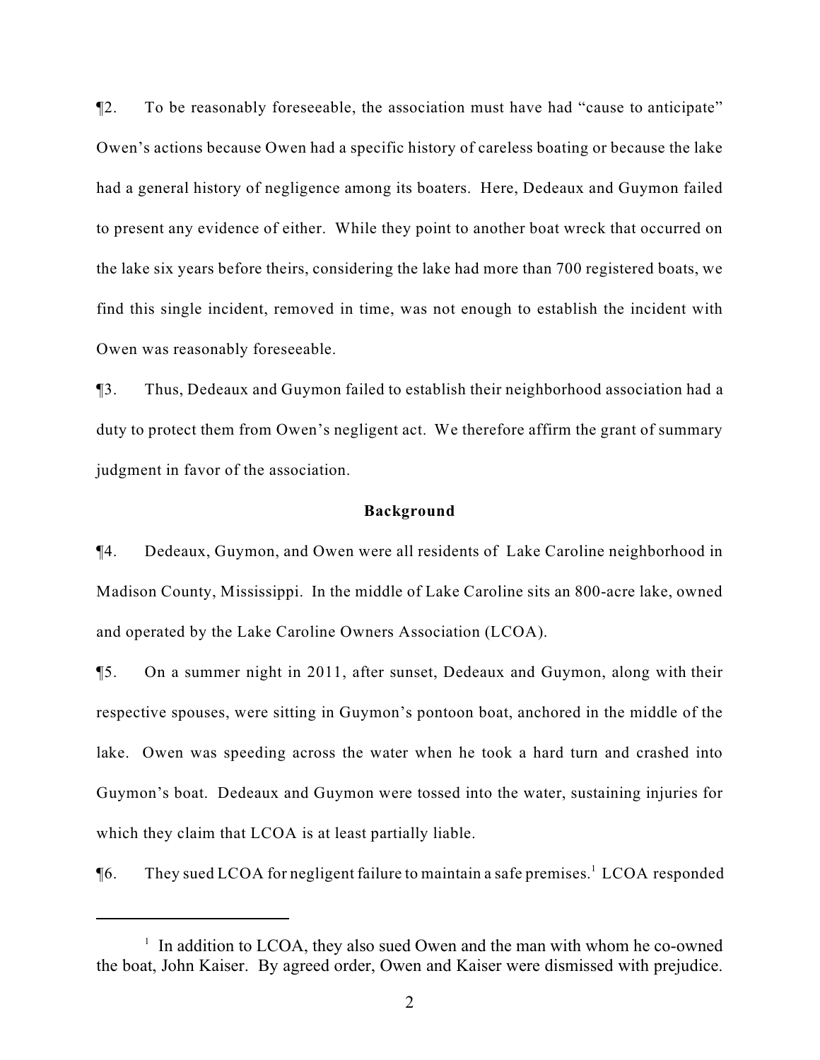¶2. To be reasonably foreseeable, the association must have had "cause to anticipate" Owen's actions because Owen had a specific history of careless boating or because the lake had a general history of negligence among its boaters. Here, Dedeaux and Guymon failed to present any evidence of either. While they point to another boat wreck that occurred on the lake six years before theirs, considering the lake had more than 700 registered boats, we find this single incident, removed in time, was not enough to establish the incident with Owen was reasonably foreseeable.

¶3. Thus, Dedeaux and Guymon failed to establish their neighborhood association had a duty to protect them from Owen's negligent act. We therefore affirm the grant of summary judgment in favor of the association.

**Background**

¶4. Dedeaux, Guymon, and Owen were all residents of Lake Caroline neighborhood in Madison County, Mississippi. In the middle of Lake Caroline sits an 800-acre lake, owned and operated by the Lake Caroline Owners Association (LCOA).

¶5. On a summer night in 2011, after sunset, Dedeaux and Guymon, along with their respective spouses, were sitting in Guymon's pontoon boat, anchored in the middle of the lake. Owen was speeding across the water when he took a hard turn and crashed into Guymon's boat. Dedeaux and Guymon were tossed into the water, sustaining injuries for which they claim that LCOA is at least partially liable.

¶6. They sued LCOA for negligent failure to maintain a safe premises.[1] LCOA responded

[1] In addition to LCOA, they also sued Owen and the man with whom he co-owned the boat, John Kaiser. By agreed order, Owen and Kaiser were dismissed with prejudice.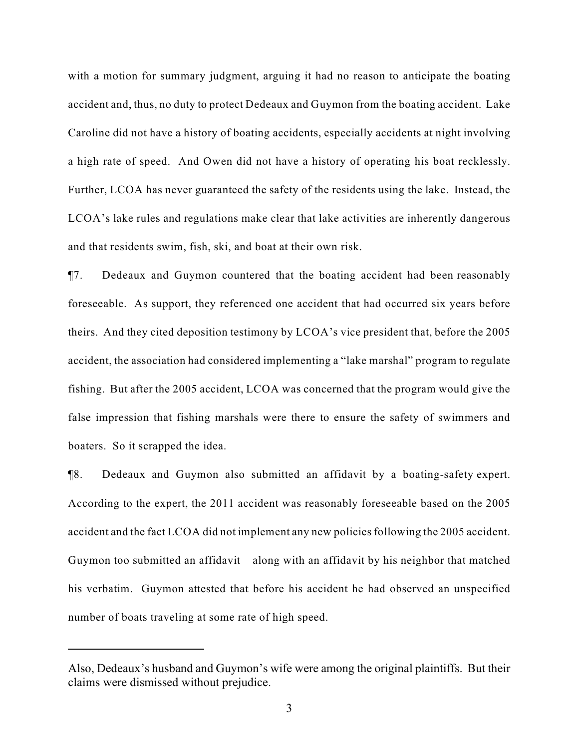with a motion for summary judgment, arguing it had no reason to anticipate the boating accident and, thus, no duty to protect Dedeaux and Guymon from the boating accident. Lake Caroline did not have a history of boating accidents, especially accidents at night involving a high rate of speed. And Owen did not have a history of operating his boat recklessly. Further, LCOA has never guaranteed the safety of the residents using the lake. Instead, the LCOA's lake rules and regulations make clear that lake activities are inherently dangerous and that residents swim, fish, ski, and boat at their own risk.

¶7. Dedeaux and Guymon countered that the boating accident had been reasonably foreseeable. As support, they referenced one accident that had occurred six years before theirs. And they cited deposition testimony by LCOA's vice president that, before the 2005 accident, the association had considered implementing a "lake marshal" program to regulate fishing. But after the 2005 accident, LCOA was concerned that the program would give the false impression that fishing marshals were there to ensure the safety of swimmers and boaters. So it scrapped the idea.

¶8. Dedeaux and Guymon also submitted an affidavit by a boating-safety expert. According to the expert, the 2011 accident was reasonably foreseeable based on the 2005 accident and the fact LCOA did not implement any new policies following the 2005 accident. Guymon too submitted an affidavit—along with an affidavit by his neighbor that matched his verbatim. Guymon attested that before his accident he had observed an unspecified number of boats traveling at some rate of high speed.

---

Also, Dedeaux's husband and Guymon's wife were among the original plaintiffs. But their claims were dismissed without prejudice.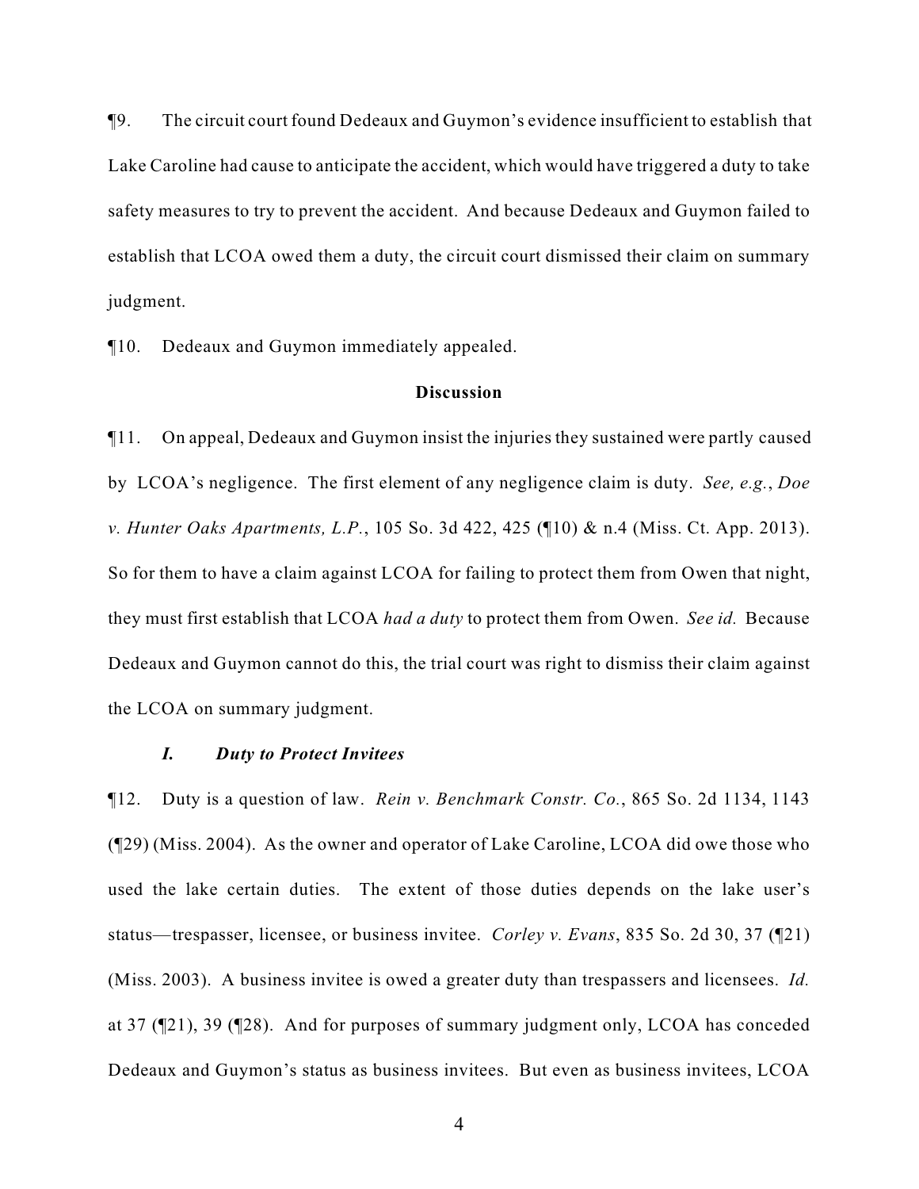¶9. The circuit court found Dedeaux and Guymon's evidence insufficient to establish that Lake Caroline had cause to anticipate the accident, which would have triggered a duty to take safety measures to try to prevent the accident. And because Dedeaux and Guymon failed to establish that LCOA owed them a duty, the circuit court dismissed their claim on summary judgment.

¶10. Dedeaux and Guymon immediately appealed.

## Discussion

¶11. On appeal, Dedeaux and Guymon insist the injuries they sustained were partly caused by LCOA's negligence. The first element of any negligence claim is duty. *See, e.g.*, *Doe v. Hunter Oaks Apartments, L.P.*, 105 So. 3d 422, 425 (¶10) & n.4 (Miss. Ct. App. 2013). So for them to have a claim against LCOA for failing to protect them from Owen that night, they must first establish that LCOA *had a duty* to protect them from Owen. *See id.* Because Dedeaux and Guymon cannot do this, the trial court was right to dismiss their claim against the LCOA on summary judgment.

### *I. Duty to Protect Invitees*

¶12. Duty is a question of law. *Rein v. Benchmark Constr. Co.*, 865 So. 2d 1134, 1143 (¶29) (Miss. 2004). As the owner and operator of Lake Caroline, LCOA did owe those who used the lake certain duties. The extent of those duties depends on the lake user's status—trespasser, licensee, or business invitee. *Corley v. Evans*, 835 So. 2d 30, 37 (¶21) (Miss. 2003). A business invitee is owed a greater duty than trespassers and licensees. *Id.* at 37 (¶21), 39 (¶28). And for purposes of summary judgment only, LCOA has conceded Dedeaux and Guymon's status as business invitees. But even as business invitees, LCOA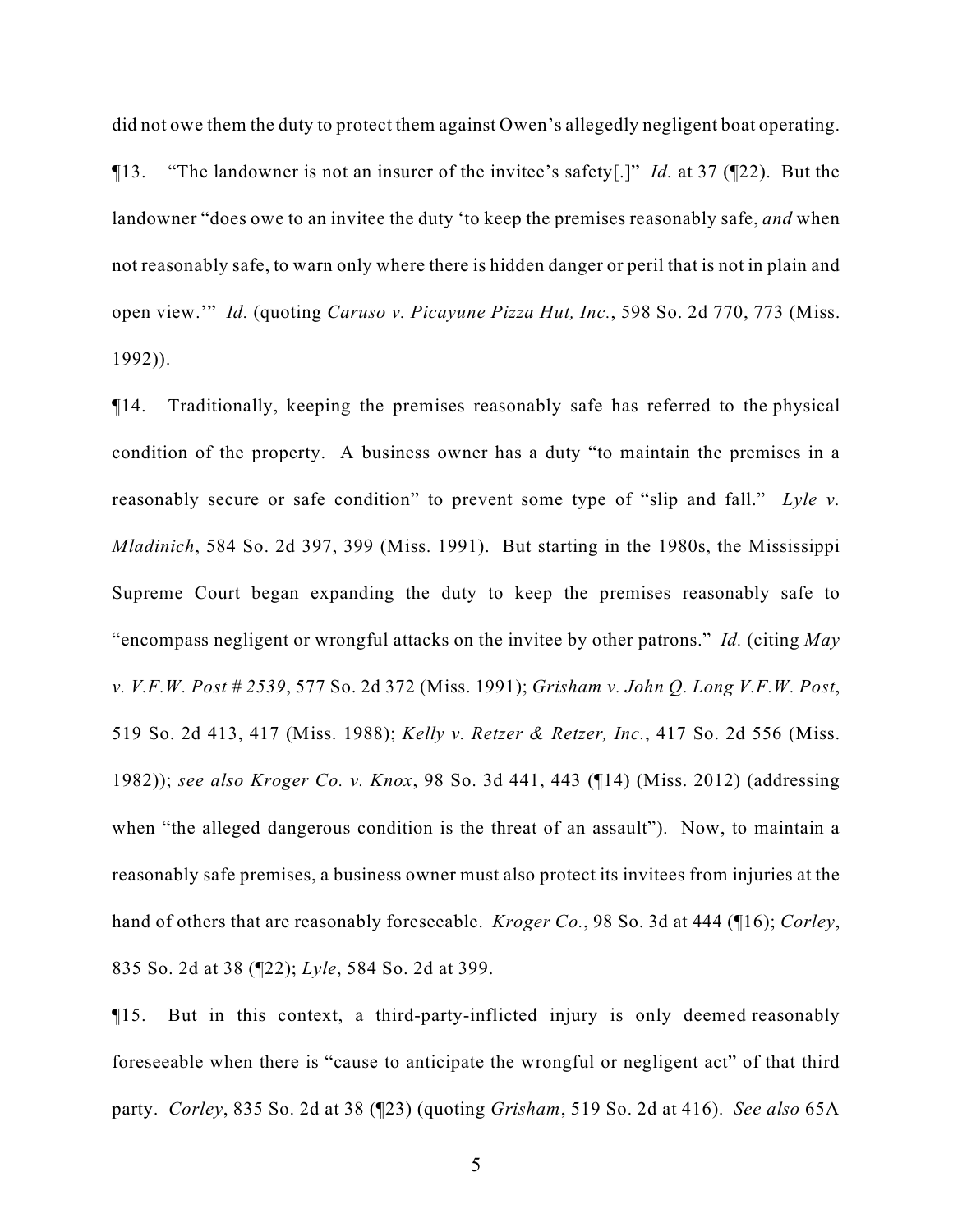did not owe them the duty to protect them against Owen's allegedly negligent boat operating.

¶13. "The landowner is not an insurer of the invitee's safety[.]" *Id.* at 37 (¶22). But the landowner "does owe to an invitee the duty 'to keep the premises reasonably safe, *and* when not reasonably safe, to warn only where there is hidden danger or peril that is not in plain and open view.'" *Id.* (quoting *Caruso v. Picayune Pizza Hut, Inc.*, 598 So. 2d 770, 773 (Miss. 1992)).

¶14. Traditionally, keeping the premises reasonably safe has referred to the physical condition of the property. A business owner has a duty "to maintain the premises in a reasonably secure or safe condition" to prevent some type of "slip and fall." *Lyle v. Mladinich*, 584 So. 2d 397, 399 (Miss. 1991). But starting in the 1980s, the Mississippi Supreme Court began expanding the duty to keep the premises reasonably safe to "encompass negligent or wrongful attacks on the invitee by other patrons." *Id.* (citing *May v. V.F.W. Post # 2539*, 577 So. 2d 372 (Miss. 1991); *Grisham v. John Q. Long V.F.W. Post*, 519 So. 2d 413, 417 (Miss. 1988); *Kelly v. Retzer & Retzer, Inc.*, 417 So. 2d 556 (Miss. 1982)); *see also Kroger Co. v. Knox*, 98 So. 3d 441, 443 (¶14) (Miss. 2012) (addressing when "the alleged dangerous condition is the threat of an assault"). Now, to maintain a reasonably safe premises, a business owner must also protect its invitees from injuries at the hand of others that are reasonably foreseeable. *Kroger Co.*, 98 So. 3d at 444 (¶16); *Corley*, 835 So. 2d at 38 (¶22); *Lyle*, 584 So. 2d at 399.

¶15. But in this context, a third-party-inflicted injury is only deemed reasonably foreseeable when there is "cause to anticipate the wrongful or negligent act" of that third party. *Corley*, 835 So. 2d at 38 (¶23) (quoting *Grisham*, 519 So. 2d at 416). *See also* 65A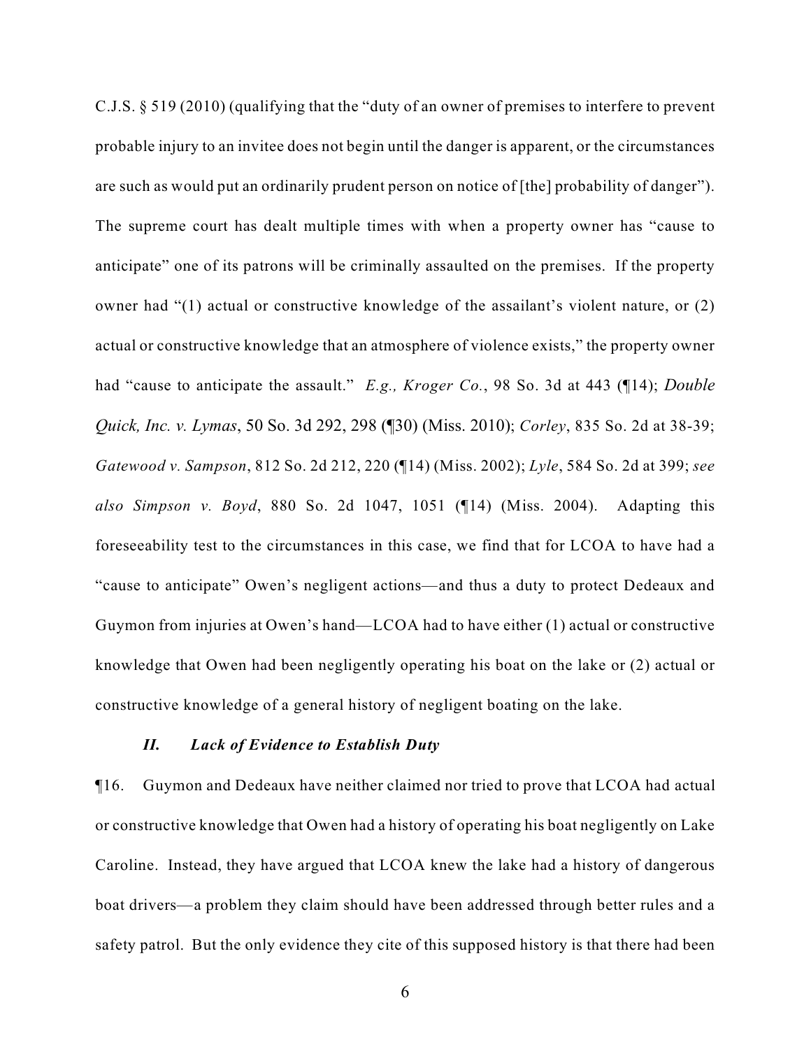C.J.S. § 519 (2010) (qualifying that the "duty of an owner of premises to interfere to prevent probable injury to an invitee does not begin until the danger is apparent, or the circumstances are such as would put an ordinarily prudent person on notice of [the] probability of danger"). The supreme court has dealt multiple times with when a property owner has "cause to anticipate" one of its patrons will be criminally assaulted on the premises. If the property owner had "(1) actual or constructive knowledge of the assailant's violent nature, or (2) actual or constructive knowledge that an atmosphere of violence exists," the property owner had "cause to anticipate the assault." *E.g., Kroger Co.*, 98 So. 3d at 443 (¶14); *Double Quick, Inc. v. Lymas*, 50 So. 3d 292, 298 (¶30) (Miss. 2010); *Corley*, 835 So. 2d at 38-39; *Gatewood v. Sampson*, 812 So. 2d 212, 220 (¶14) (Miss. 2002); *Lyle*, 584 So. 2d at 399; *see also Simpson v. Boyd*, 880 So. 2d 1047, 1051 (¶14) (Miss. 2004). Adapting this foreseeability test to the circumstances in this case, we find that for LCOA to have had a "cause to anticipate" Owen's negligent actions—and thus a duty to protect Dedeaux and Guymon from injuries at Owen's hand—LCOA had to have either (1) actual or constructive knowledge that Owen had been negligently operating his boat on the lake or (2) actual or constructive knowledge of a general history of negligent boating on the lake.

### *II. Lack of Evidence to Establish Duty*

¶16. Guymon and Dedeaux have neither claimed nor tried to prove that LCOA had actual or constructive knowledge that Owen had a history of operating his boat negligently on Lake Caroline. Instead, they have argued that LCOA knew the lake had a history of dangerous boat drivers—a problem they claim should have been addressed through better rules and a safety patrol. But the only evidence they cite of this supposed history is that there had been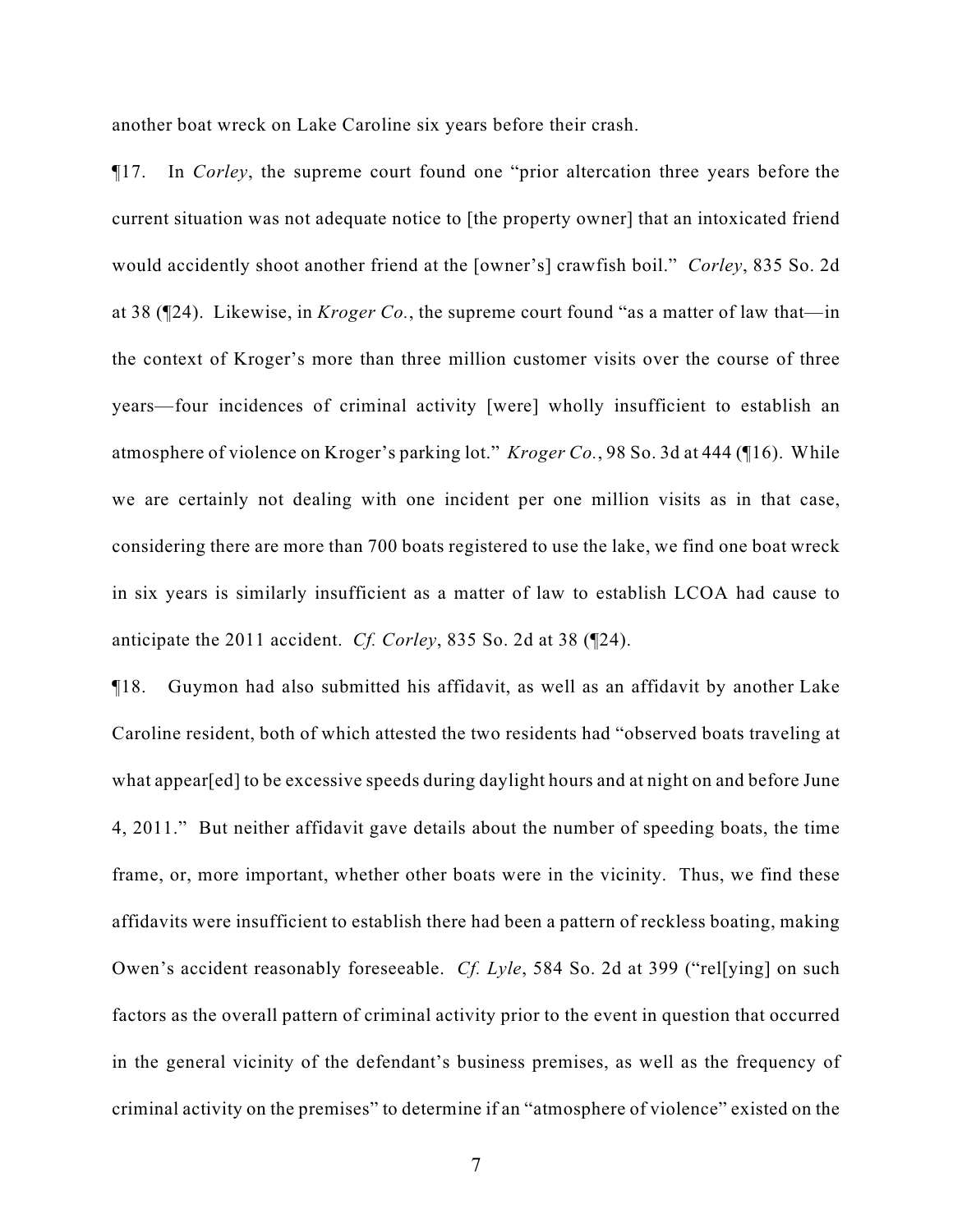another boat wreck on Lake Caroline six years before their crash.

¶17. In *Corley*, the supreme court found one "prior altercation three years before the current situation was not adequate notice to [the property owner] that an intoxicated friend would accidently shoot another friend at the [owner's] crawfish boil." *Corley*, 835 So. 2d at 38 (¶24). Likewise, in *Kroger Co.*, the supreme court found "as a matter of law that—in the context of Kroger's more than three million customer visits over the course of three years—four incidences of criminal activity [were] wholly insufficient to establish an atmosphere of violence on Kroger's parking lot." *Kroger Co.*, 98 So. 3d at 444 (¶16). While we are certainly not dealing with one incident per one million visits as in that case, considering there are more than 700 boats registered to use the lake, we find one boat wreck in six years is similarly insufficient as a matter of law to establish LCOA had cause to anticipate the 2011 accident. *Cf. Corley*, 835 So. 2d at 38 (¶24).

¶18. Guymon had also submitted his affidavit, as well as an affidavit by another Lake Caroline resident, both of which attested the two residents had "observed boats traveling at what appear[ed] to be excessive speeds during daylight hours and at night on and before June 4, 2011." But neither affidavit gave details about the number of speeding boats, the time frame, or, more important, whether other boats were in the vicinity. Thus, we find these affidavits were insufficient to establish there had been a pattern of reckless boating, making Owen's accident reasonably foreseeable. *Cf. Lyle*, 584 So. 2d at 399 ("rel[ying] on such factors as the overall pattern of criminal activity prior to the event in question that occurred in the general vicinity of the defendant's business premises, as well as the frequency of criminal activity on the premises" to determine if an "atmosphere of violence" existed on the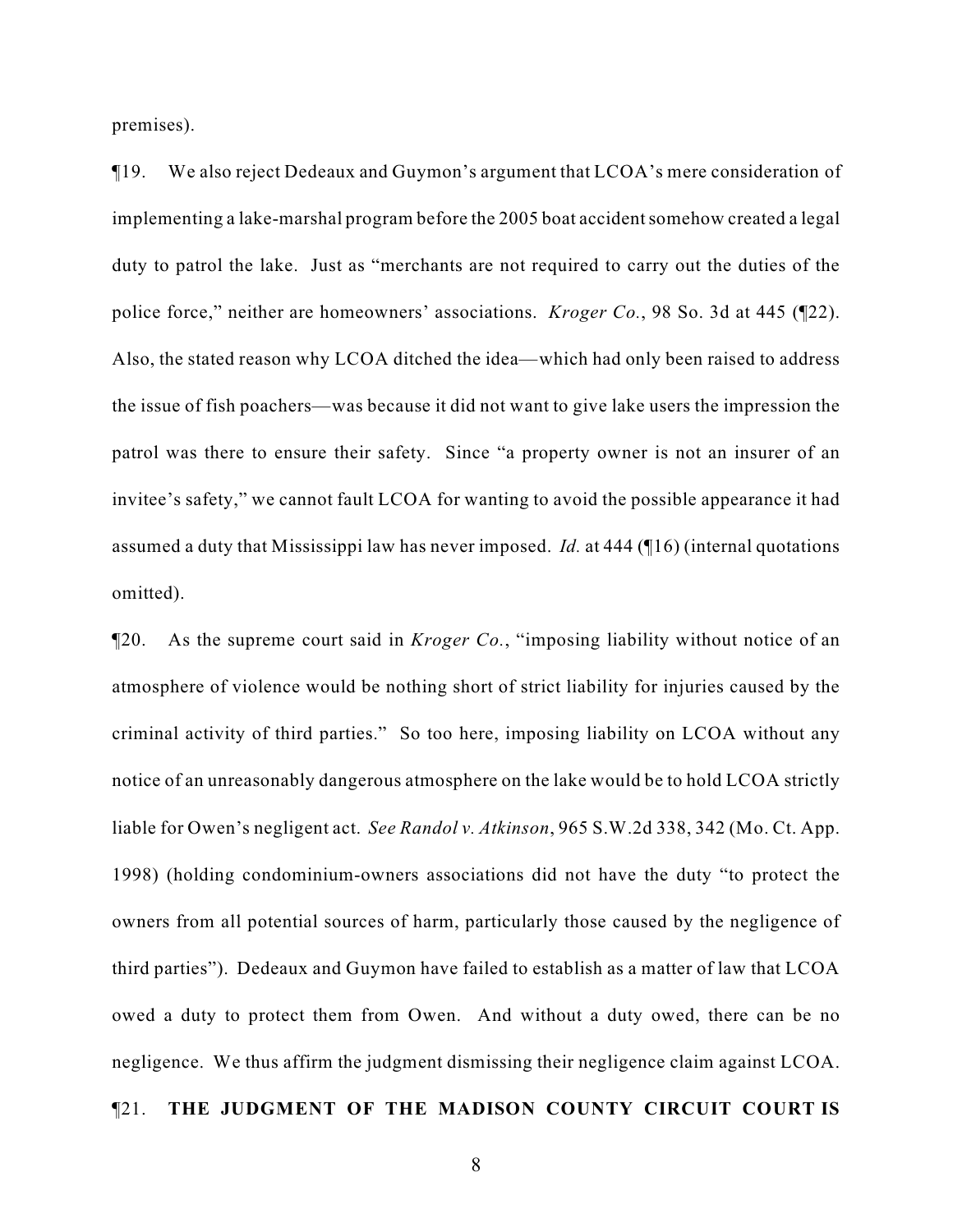premises).

¶19. We also reject Dedeaux and Guymon's argument that LCOA's mere consideration of implementing a lake-marshal program before the 2005 boat accident somehow created a legal duty to patrol the lake. Just as "merchants are not required to carry out the duties of the police force," neither are homeowners' associations. *Kroger Co.*, 98 So. 3d at 445 (¶22). Also, the stated reason why LCOA ditched the idea—which had only been raised to address the issue of fish poachers—was because it did not want to give lake users the impression the patrol was there to ensure their safety. Since "a property owner is not an insurer of an invitee's safety," we cannot fault LCOA for wanting to avoid the possible appearance it had assumed a duty that Mississippi law has never imposed. *Id.* at 444 (¶16) (internal quotations omitted).

¶20. As the supreme court said in *Kroger Co.*, "imposing liability without notice of an atmosphere of violence would be nothing short of strict liability for injuries caused by the criminal activity of third parties." So too here, imposing liability on LCOA without any notice of an unreasonably dangerous atmosphere on the lake would be to hold LCOA strictly liable for Owen's negligent act. *See Randol v. Atkinson*, 965 S.W.2d 338, 342 (Mo. Ct. App. 1998) (holding condominium-owners associations did not have the duty "to protect the owners from all potential sources of harm, particularly those caused by the negligence of third parties"). Dedeaux and Guymon have failed to establish as a matter of law that LCOA owed a duty to protect them from Owen. And without a duty owed, there can be no negligence. We thus affirm the judgment dismissing their negligence claim against LCOA.

¶21. **THE JUDGMENT OF THE MADISON COUNTY CIRCUIT COURT IS**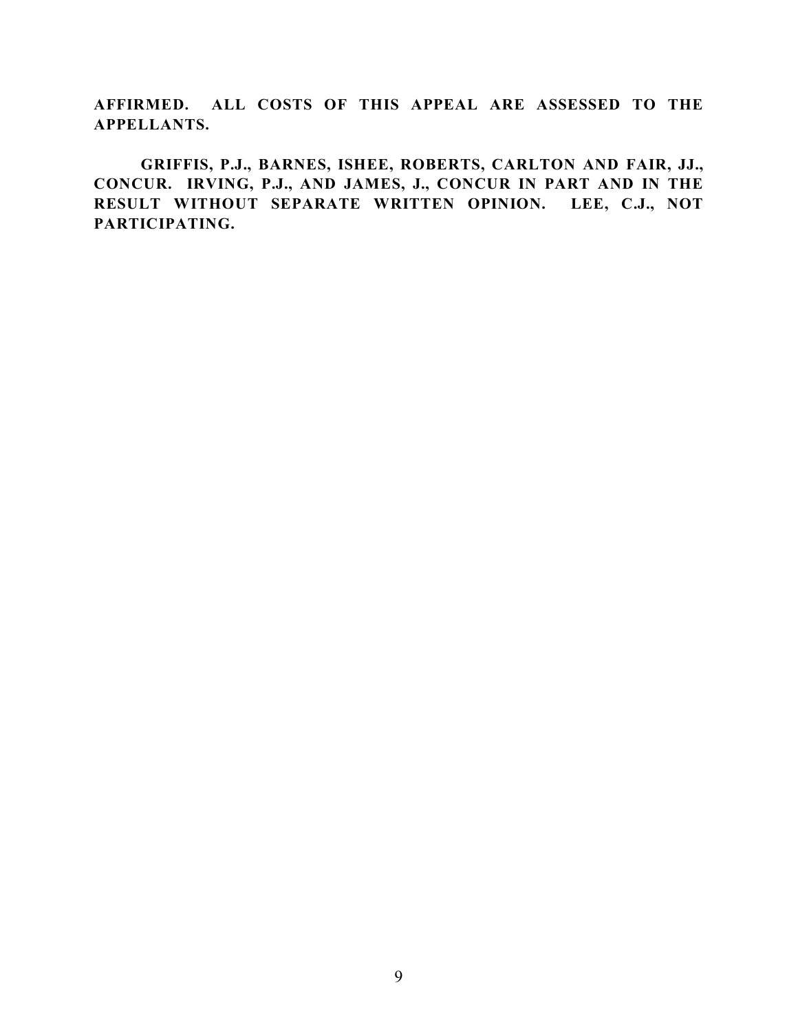**AFFIRMED. ALL COSTS OF THIS APPEAL ARE ASSESSED TO THE APPELLANTS.**

**GRIFFIS, P.J., BARNES, ISHEE, ROBERTS, CARLTON AND FAIR, JJ., CONCUR. IRVING, P.J., AND JAMES, J., CONCUR IN PART AND IN THE RESULT WITHOUT SEPARATE WRITTEN OPINION. LEE, C.J., NOT PARTICIPATING.**